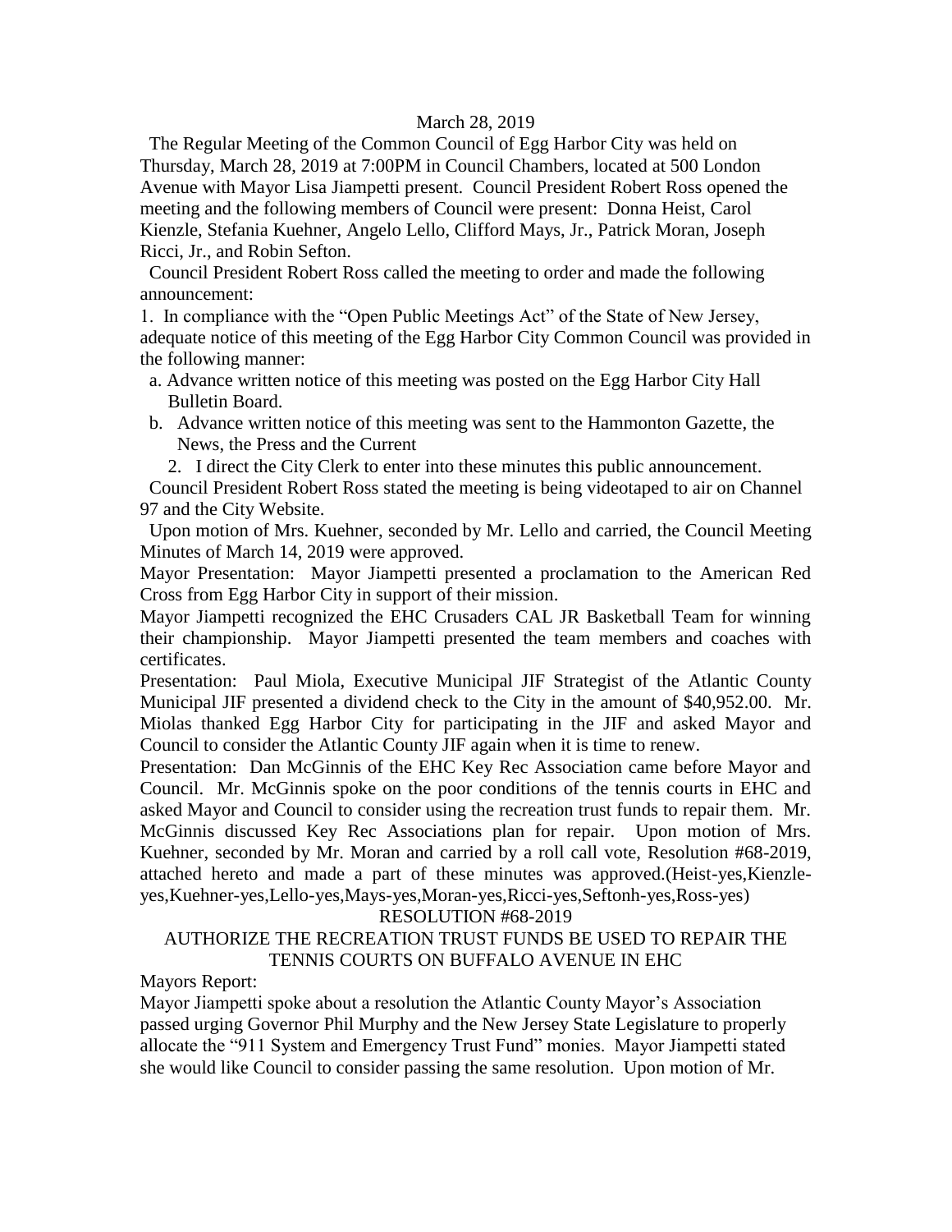March 28, 2019

The Regular Meeting of the Common Council of Egg Harbor City was held on Thursday, March 28, 2019 at 7:00PM in Council Chambers, located at 500 London Avenue with Mayor Lisa Jiampetti present. Council President Robert Ross opened the meeting and the following members of Council were present: Donna Heist, Carol Kienzle, Stefania Kuehner, Angelo Lello, Clifford Mays, Jr., Patrick Moran, Joseph Ricci, Jr., and Robin Sefton.

Council President Robert Ross called the meeting to order and made the following announcement:

1. In compliance with the "Open Public Meetings Act" of the State of New Jersey, adequate notice of this meeting of the Egg Harbor City Common Council was provided in the following manner:
   a. Advance written notice of this meeting was posted on the Egg Harbor City Hall Bulletin Board.
   b. Advance written notice of this meeting was sent to the Hammonton Gazette, the News, the Press and the Current
2. I direct the City Clerk to enter into these minutes this public announcement.

Council President Robert Ross stated the meeting is being videotaped to air on Channel 97 and the City Website.

Upon motion of Mrs. Kuehner, seconded by Mr. Lello and carried, the Council Meeting Minutes of March 14, 2019 were approved.

Mayor Presentation: Mayor Jiampetti presented a proclamation to the American Red Cross from Egg Harbor City in support of their mission.

Mayor Jiampetti recognized the EHC Crusaders CAL JR Basketball Team for winning their championship. Mayor Jiampetti presented the team members and coaches with certificates.

Presentation: Paul Miola, Executive Municipal JIF Strategist of the Atlantic County Municipal JIF presented a dividend check to the City in the amount of $40,952.00. Mr. Miolas thanked Egg Harbor City for participating in the JIF and asked Mayor and Council to consider the Atlantic County JIF again when it is time to renew.

Presentation: Dan McGinnis of the EHC Key Rec Association came before Mayor and Council. Mr. McGinnis spoke on the poor conditions of the tennis courts in EHC and asked Mayor and Council to consider using the recreation trust funds to repair them. Mr. McGinnis discussed Key Rec Associations plan for repair. Upon motion of Mrs. Kuehner, seconded by Mr. Moran and carried by a roll call vote, Resolution #68-2019, attached hereto and made a part of these minutes was approved.(Heist-yes,Kienzle-yes,Kuehner-yes,Lello-yes,Mays-yes,Moran-yes,Ricci-yes,Seftonh-yes,Ross-yes)

RESOLUTION #68-2019

AUTHORIZE THE RECREATION TRUST FUNDS BE USED TO REPAIR THE TENNIS COURTS ON BUFFALO AVENUE IN EHC

Mayors Report:

Mayor Jiampetti spoke about a resolution the Atlantic County Mayor's Association passed urging Governor Phil Murphy and the New Jersey State Legislature to properly allocate the "911 System and Emergency Trust Fund" monies. Mayor Jiampetti stated she would like Council to consider passing the same resolution. Upon motion of Mr.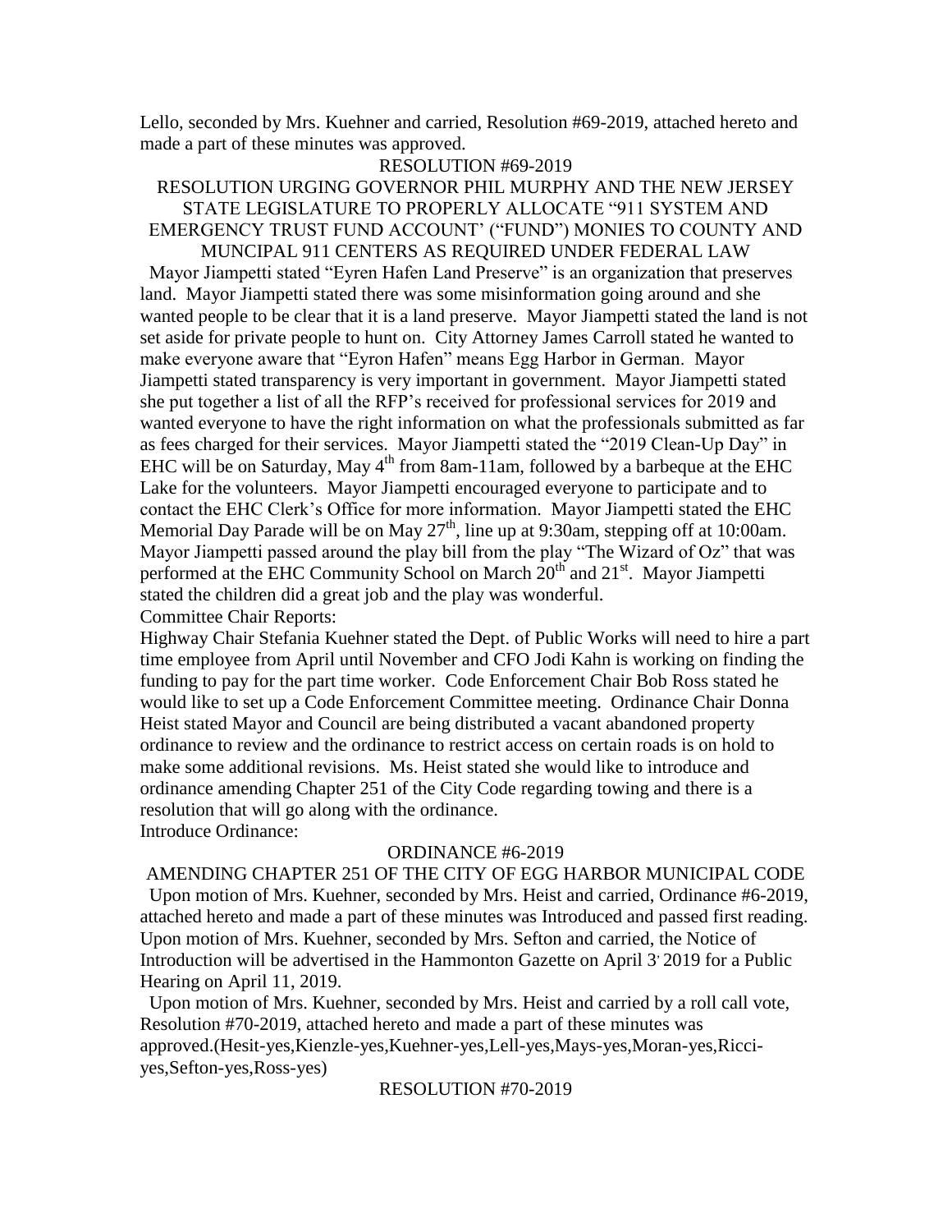Lello, seconded by Mrs. Kuehner and carried, Resolution #69-2019, attached hereto and made a part of these minutes was approved.

RESOLUTION #69-2019

RESOLUTION URGING GOVERNOR PHIL MURPHY AND THE NEW JERSEY STATE LEGISLATURE TO PROPERLY ALLOCATE "911 SYSTEM AND EMERGENCY TRUST FUND ACCOUNT' ("FUND") MONIES TO COUNTY AND MUNCIPAL 911 CENTERS AS REQUIRED UNDER FEDERAL LAW

Mayor Jiampetti stated "Eyren Hafen Land Preserve" is an organization that preserves land. Mayor Jiampetti stated there was some misinformation going around and she wanted people to be clear that it is a land preserve. Mayor Jiampetti stated the land is not set aside for private people to hunt on. City Attorney James Carroll stated he wanted to make everyone aware that "Eyron Hafen" means Egg Harbor in German. Mayor Jiampetti stated transparency is very important in government. Mayor Jiampetti stated she put together a list of all the RFP's received for professional services for 2019 and wanted everyone to have the right information on what the professionals submitted as far as fees charged for their services. Mayor Jiampetti stated the "2019 Clean-Up Day" in EHC will be on Saturday, May 4th from 8am-11am, followed by a barbeque at the EHC Lake for the volunteers. Mayor Jiampetti encouraged everyone to participate and to contact the EHC Clerk's Office for more information. Mayor Jiampetti stated the EHC Memorial Day Parade will be on May 27th, line up at 9:30am, stepping off at 10:00am. Mayor Jiampetti passed around the play bill from the play "The Wizard of Oz" that was performed at the EHC Community School on March 20th and 21st. Mayor Jiampetti stated the children did a great job and the play was wonderful.

Committee Chair Reports:

Highway Chair Stefania Kuehner stated the Dept. of Public Works will need to hire a part time employee from April until November and CFO Jodi Kahn is working on finding the funding to pay for the part time worker. Code Enforcement Chair Bob Ross stated he would like to set up a Code Enforcement Committee meeting. Ordinance Chair Donna Heist stated Mayor and Council are being distributed a vacant abandoned property ordinance to review and the ordinance to restrict access on certain roads is on hold to make some additional revisions. Ms. Heist stated she would like to introduce and ordinance amending Chapter 251 of the City Code regarding towing and there is a resolution that will go along with the ordinance.

Introduce Ordinance:

ORDINANCE #6-2019

AMENDING CHAPTER 251 OF THE CITY OF EGG HARBOR MUNICIPAL CODE

Upon motion of Mrs. Kuehner, seconded by Mrs. Heist and carried, Ordinance #6-2019, attached hereto and made a part of these minutes was Introduced and passed first reading. Upon motion of Mrs. Kuehner, seconded by Mrs. Sefton and carried, the Notice of Introduction will be advertised in the Hammonton Gazette on April 3' 2019 for a Public Hearing on April 11, 2019.

Upon motion of Mrs. Kuehner, seconded by Mrs. Heist and carried by a roll call vote, Resolution #70-2019, attached hereto and made a part of these minutes was approved.(Hesit-yes,Kienzle-yes,Kuehner-yes,Lell-yes,Mays-yes,Moran-yes,Ricci-yes,Sefton-yes,Ross-yes)

RESOLUTION #70-2019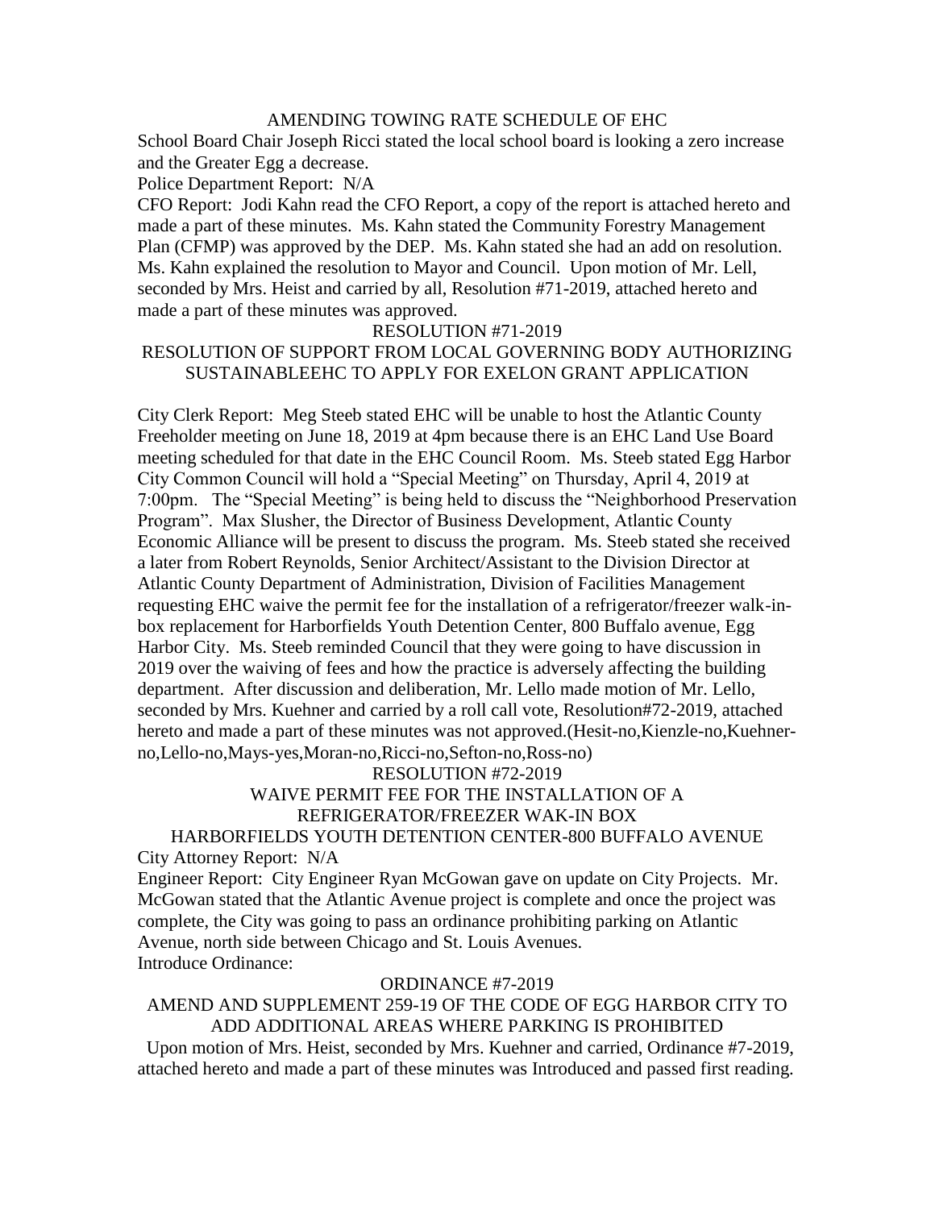AMENDING TOWING RATE SCHEDULE OF EHC

School Board Chair Joseph Ricci stated the local school board is looking a zero increase and the Greater Egg a decrease.

Police Department Report: N/A

CFO Report: Jodi Kahn read the CFO Report, a copy of the report is attached hereto and made a part of these minutes. Ms. Kahn stated the Community Forestry Management Plan (CFMP) was approved by the DEP. Ms. Kahn stated she had an add on resolution. Ms. Kahn explained the resolution to Mayor and Council. Upon motion of Mr. Lell, seconded by Mrs. Heist and carried by all, Resolution #71-2019, attached hereto and made a part of these minutes was approved.

RESOLUTION #71-2019

RESOLUTION OF SUPPORT FROM LOCAL GOVERNING BODY AUTHORIZING SUSTAINABLEEHC TO APPLY FOR EXELON GRANT APPLICATION

City Clerk Report: Meg Steeb stated EHC will be unable to host the Atlantic County Freeholder meeting on June 18, 2019 at 4pm because there is an EHC Land Use Board meeting scheduled for that date in the EHC Council Room. Ms. Steeb stated Egg Harbor City Common Council will hold a "Special Meeting" on Thursday, April 4, 2019 at 7:00pm. The "Special Meeting" is being held to discuss the "Neighborhood Preservation Program". Max Slusher, the Director of Business Development, Atlantic County Economic Alliance will be present to discuss the program. Ms. Steeb stated she received a later from Robert Reynolds, Senior Architect/Assistant to the Division Director at Atlantic County Department of Administration, Division of Facilities Management requesting EHC waive the permit fee for the installation of a refrigerator/freezer walk-in-box replacement for Harborfields Youth Detention Center, 800 Buffalo avenue, Egg Harbor City. Ms. Steeb reminded Council that they were going to have discussion in 2019 over the waiving of fees and how the practice is adversely affecting the building department. After discussion and deliberation, Mr. Lello made motion of Mr. Lello, seconded by Mrs. Kuehner and carried by a roll call vote, Resolution#72-2019, attached hereto and made a part of these minutes was not approved.(Hesit-no,Kienzle-no,Kuehner-no,Lello-no,Mays-yes,Moran-no,Ricci-no,Sefton-no,Ross-no)

RESOLUTION #72-2019

WAIVE PERMIT FEE FOR THE INSTALLATION OF A REFRIGERATOR/FREEZER WAK-IN BOX

HARBORFIELDS YOUTH DETENTION CENTER-800 BUFFALO AVENUE

City Attorney Report: N/A

Engineer Report: City Engineer Ryan McGowan gave on update on City Projects. Mr. McGowan stated that the Atlantic Avenue project is complete and once the project was complete, the City was going to pass an ordinance prohibiting parking on Atlantic Avenue, north side between Chicago and St. Louis Avenues.

Introduce Ordinance:

ORDINANCE #7-2019

AMEND AND SUPPLEMENT 259-19 OF THE CODE OF EGG HARBOR CITY TO ADD ADDITIONAL AREAS WHERE PARKING IS PROHIBITED

Upon motion of Mrs. Heist, seconded by Mrs. Kuehner and carried, Ordinance #7-2019, attached hereto and made a part of these minutes was Introduced and passed first reading.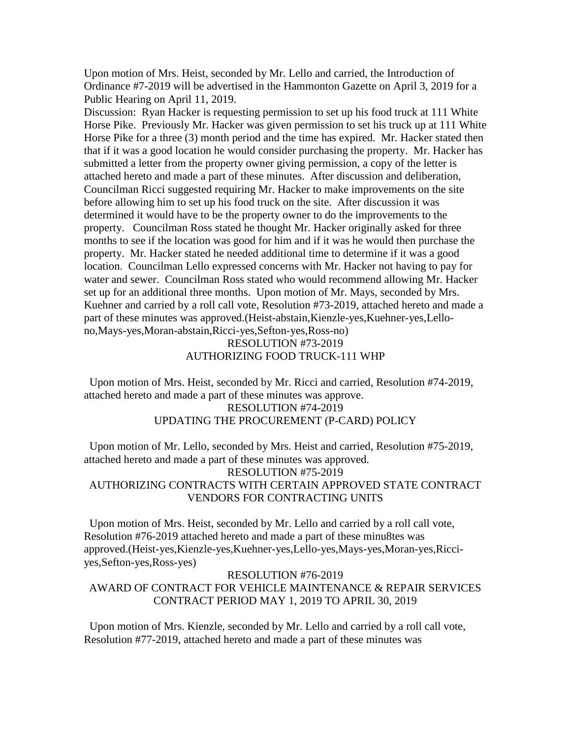Upon motion of Mrs. Heist, seconded by Mr. Lello and carried, the Introduction of Ordinance #7-2019 will be advertised in the Hammonton Gazette on April 3, 2019 for a Public Hearing on April 11, 2019.

Discussion: Ryan Hacker is requesting permission to set up his food truck at 111 White Horse Pike. Previously Mr. Hacker was given permission to set his truck up at 111 White Horse Pike for a three (3) month period and the time has expired. Mr. Hacker stated then that if it was a good location he would consider purchasing the property. Mr. Hacker has submitted a letter from the property owner giving permission, a copy of the letter is attached hereto and made a part of these minutes. After discussion and deliberation, Councilman Ricci suggested requiring Mr. Hacker to make improvements on the site before allowing him to set up his food truck on the site. After discussion it was determined it would have to be the property owner to do the improvements to the property. Councilman Ross stated he thought Mr. Hacker originally asked for three months to see if the location was good for him and if it was he would then purchase the property. Mr. Hacker stated he needed additional time to determine if it was a good location. Councilman Lello expressed concerns with Mr. Hacker not having to pay for water and sewer. Councilman Ross stated who would recommend allowing Mr. Hacker set up for an additional three months. Upon motion of Mr. Mays, seconded by Mrs. Kuehner and carried by a roll call vote, Resolution #73-2019, attached hereto and made a part of these minutes was approved.(Heist-abstain,Kienzle-yes,Kuehner-yes,Lello-no,Mays-yes,Moran-abstain,Ricci-yes,Sefton-yes,Ross-no)

RESOLUTION #73-2019
AUTHORIZING FOOD TRUCK-111 WHP

Upon motion of Mrs. Heist, seconded by Mr. Ricci and carried, Resolution #74-2019, attached hereto and made a part of these minutes was approve.

RESOLUTION #74-2019
UPDATING THE PROCUREMENT (P-CARD) POLICY

Upon motion of Mr. Lello, seconded by Mrs. Heist and carried, Resolution #75-2019, attached hereto and made a part of these minutes was approved.

RESOLUTION #75-2019
AUTHORIZING CONTRACTS WITH CERTAIN APPROVED STATE CONTRACT VENDORS FOR CONTRACTING UNITS

Upon motion of Mrs. Heist, seconded by Mr. Lello and carried by a roll call vote, Resolution #76-2019 attached hereto and made a part of these minu8tes was approved.(Heist-yes,Kienzle-yes,Kuehner-yes,Lello-yes,Mays-yes,Moran-yes,Ricci-yes,Sefton-yes,Ross-yes)

RESOLUTION #76-2019
AWARD OF CONTRACT FOR VEHICLE MAINTENANCE & REPAIR SERVICES CONTRACT PERIOD MAY 1, 2019 TO APRIL 30, 2019

Upon motion of Mrs. Kienzle, seconded by Mr. Lello and carried by a roll call vote, Resolution #77-2019, attached hereto and made a part of these minutes was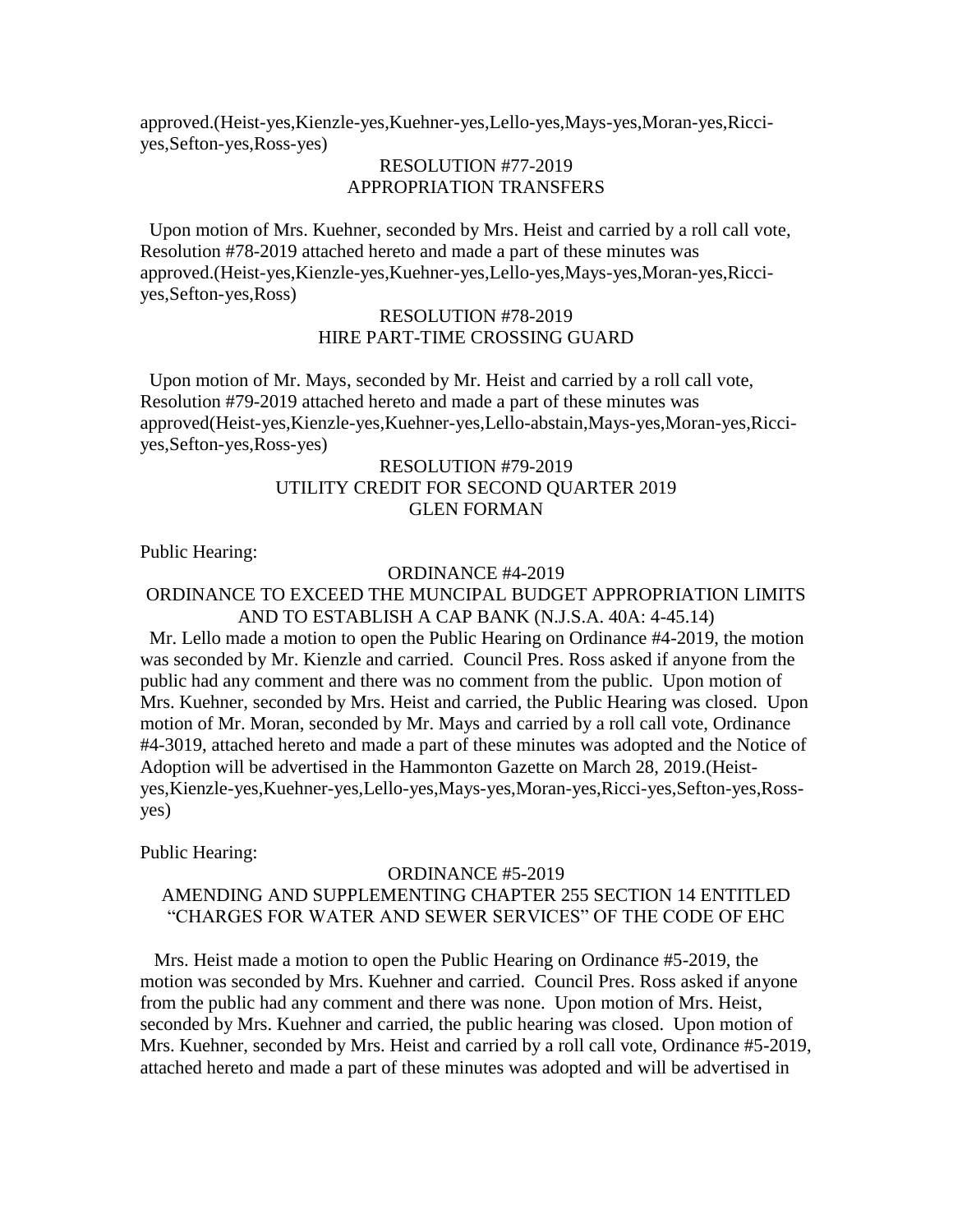approved.(Heist-yes,Kienzle-yes,Kuehner-yes,Lello-yes,Mays-yes,Moran-yes,Ricci-yes,Sefton-yes,Ross-yes)

RESOLUTION #77-2019
APPROPRIATION TRANSFERS

Upon motion of Mrs. Kuehner, seconded by Mrs. Heist and carried by a roll call vote, Resolution #78-2019 attached hereto and made a part of these minutes was approved.(Heist-yes,Kienzle-yes,Kuehner-yes,Lello-yes,Mays-yes,Moran-yes,Ricci-yes,Sefton-yes,Ross)

RESOLUTION #78-2019
HIRE PART-TIME CROSSING GUARD

Upon motion of Mr. Mays, seconded by Mr. Heist and carried by a roll call vote, Resolution #79-2019 attached hereto and made a part of these minutes was approved(Heist-yes,Kienzle-yes,Kuehner-yes,Lello-abstain,Mays-yes,Moran-yes,Ricci-yes,Sefton-yes,Ross-yes)

RESOLUTION #79-2019
UTILITY CREDIT FOR SECOND QUARTER 2019
GLEN FORMAN

Public Hearing:

ORDINANCE #4-2019
ORDINANCE TO EXCEED THE MUNCIPAL BUDGET APPROPRIATION LIMITS AND TO ESTABLISH A CAP BANK (N.J.S.A. 40A: 4-45.14)

Mr. Lello made a motion to open the Public Hearing on Ordinance #4-2019, the motion was seconded by Mr. Kienzle and carried. Council Pres. Ross asked if anyone from the public had any comment and there was no comment from the public. Upon motion of Mrs. Kuehner, seconded by Mrs. Heist and carried, the Public Hearing was closed. Upon motion of Mr. Moran, seconded by Mr. Mays and carried by a roll call vote, Ordinance #4-3019, attached hereto and made a part of these minutes was adopted and the Notice of Adoption will be advertised in the Hammonton Gazette on March 28, 2019.(Heist-yes,Kienzle-yes,Kuehner-yes,Lello-yes,Mays-yes,Moran-yes,Ricci-yes,Sefton-yes,Ross-yes)

Public Hearing:

ORDINANCE #5-2019
AMENDING AND SUPPLEMENTING CHAPTER 255 SECTION 14 ENTITLED "CHARGES FOR WATER AND SEWER SERVICES" OF THE CODE OF EHC

Mrs. Heist made a motion to open the Public Hearing on Ordinance #5-2019, the motion was seconded by Mrs. Kuehner and carried. Council Pres. Ross asked if anyone from the public had any comment and there was none. Upon motion of Mrs. Heist, seconded by Mrs. Kuehner and carried, the public hearing was closed. Upon motion of Mrs. Kuehner, seconded by Mrs. Heist and carried by a roll call vote, Ordinance #5-2019, attached hereto and made a part of these minutes was adopted and will be advertised in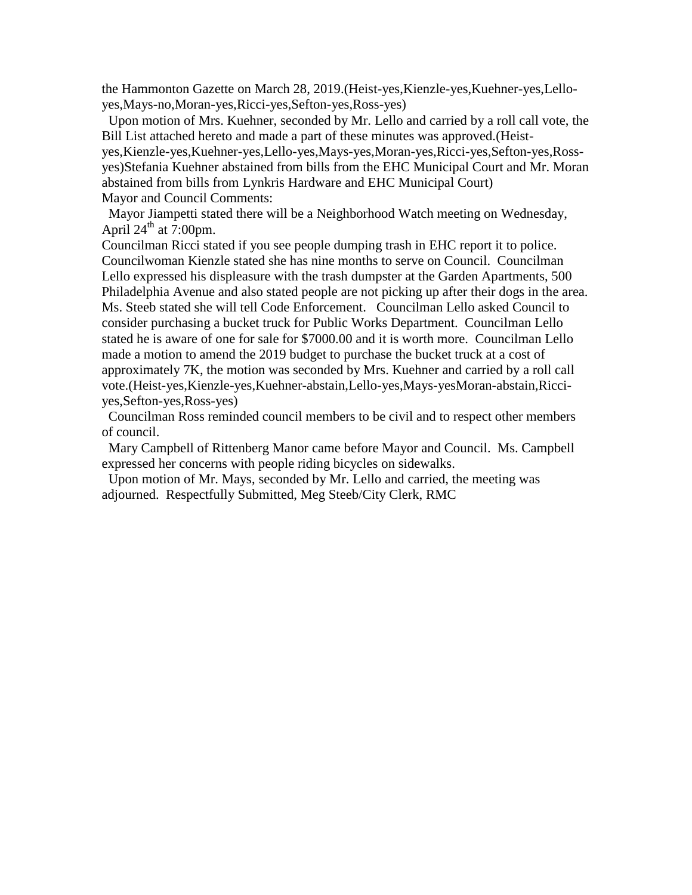the Hammonton Gazette on March 28, 2019.(Heist-yes,Kienzle-yes,Kuehner-yes,Lello-yes,Mays-no,Moran-yes,Ricci-yes,Sefton-yes,Ross-yes)

Upon motion of Mrs. Kuehner, seconded by Mr. Lello and carried by a roll call vote, the Bill List attached hereto and made a part of these minutes was approved.(Heist-yes,Kienzle-yes,Kuehner-yes,Lello-yes,Mays-yes,Moran-yes,Ricci-yes,Sefton-yes,Ross-yes)Stefania Kuehner abstained from bills from the EHC Municipal Court and Mr. Moran abstained from bills from Lynkris Hardware and EHC Municipal Court)

Mayor and Council Comments:

Mayor Jiampetti stated there will be a Neighborhood Watch meeting on Wednesday, April 24th at 7:00pm.

Councilman Ricci stated if you see people dumping trash in EHC report it to police. Councilwoman Kienzle stated she has nine months to serve on Council. Councilman Lello expressed his displeasure with the trash dumpster at the Garden Apartments, 500 Philadelphia Avenue and also stated people are not picking up after their dogs in the area. Ms. Steeb stated she will tell Code Enforcement. Councilman Lello asked Council to consider purchasing a bucket truck for Public Works Department. Councilman Lello stated he is aware of one for sale for $7000.00 and it is worth more. Councilman Lello made a motion to amend the 2019 budget to purchase the bucket truck at a cost of approximately 7K, the motion was seconded by Mrs. Kuehner and carried by a roll call vote.(Heist-yes,Kienzle-yes,Kuehner-abstain,Lello-yes,Mays-yesMoran-abstain,Ricci-yes,Sefton-yes,Ross-yes)

Councilman Ross reminded council members to be civil and to respect other members of council.

Mary Campbell of Rittenberg Manor came before Mayor and Council. Ms. Campbell expressed her concerns with people riding bicycles on sidewalks.

Upon motion of Mr. Mays, seconded by Mr. Lello and carried, the meeting was adjourned. Respectfully Submitted, Meg Steeb/City Clerk, RMC